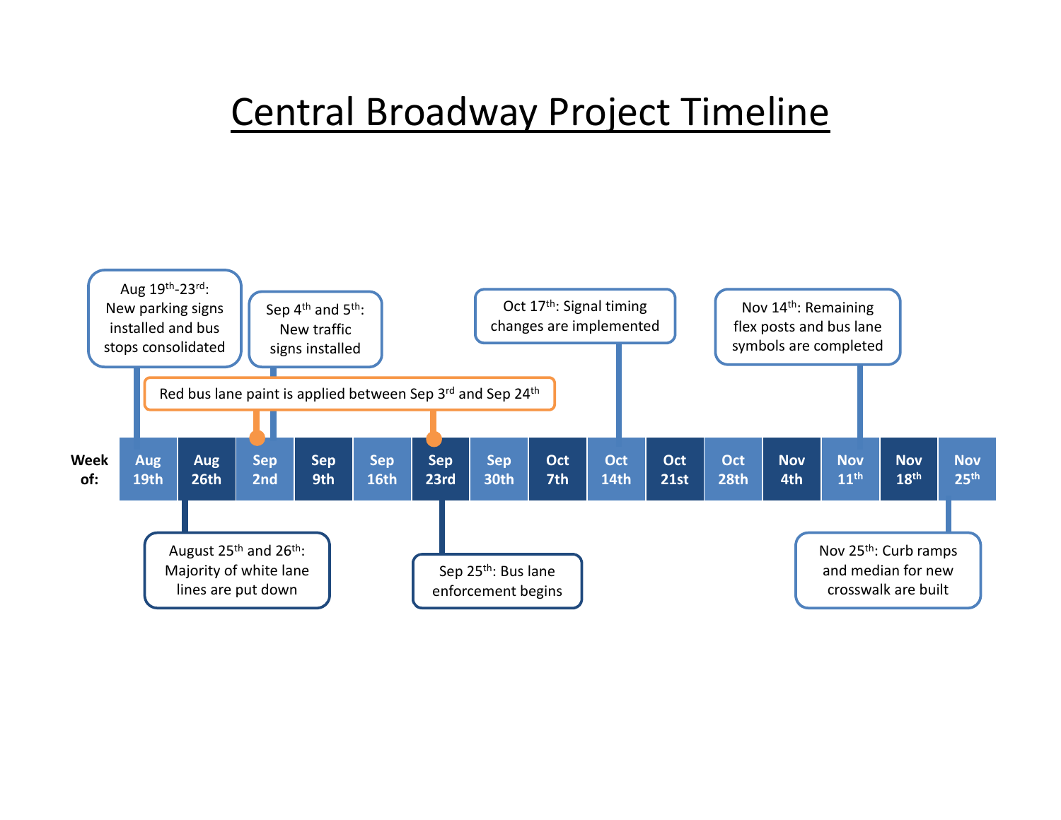# Central Broadway Project Timeline

| Week of: | Aug 19th | Aug 26th | Sep 2nd | Sep 9th | Sep 16th | Sep 23rd | Sep 30th | Oct 7th | Oct 14th | Oct 21st | Oct 28th | Nov 4th | Nov 11th | Nov 18th | Nov 25th |
|---|---|---|---|---|---|---|---|---|---|---|---|---|---|---|---|

- Aug 19th-23rd: New parking signs installed and bus stops consolidated
- August 25th and 26th: Majority of white lane lines are put down
- Sep 4th and 5th: New traffic signs installed
- Red bus lane paint is applied between Sep 3rd and Sep 24th
- Sep 25th: Bus lane enforcement begins
- Oct 17th: Signal timing changes are implemented
- Nov 14th: Remaining flex posts and bus lane symbols are completed
- Nov 25th: Curb ramps and median for new crosswalk are built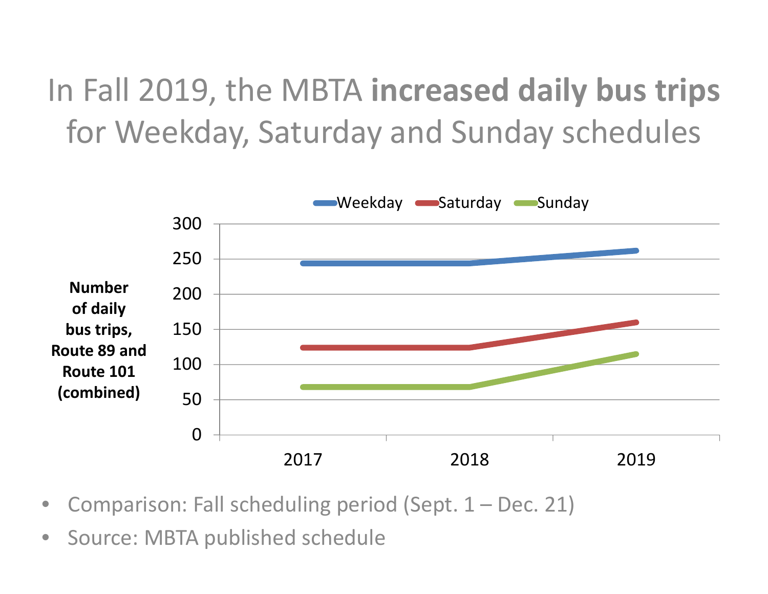# In Fall 2019, the MBTA **increased daily bus trips** for Weekday, Saturday and Sunday schedules

- Comparison: Fall scheduling period (Sept. 1 – Dec. 21)
- Source: MBTA published schedule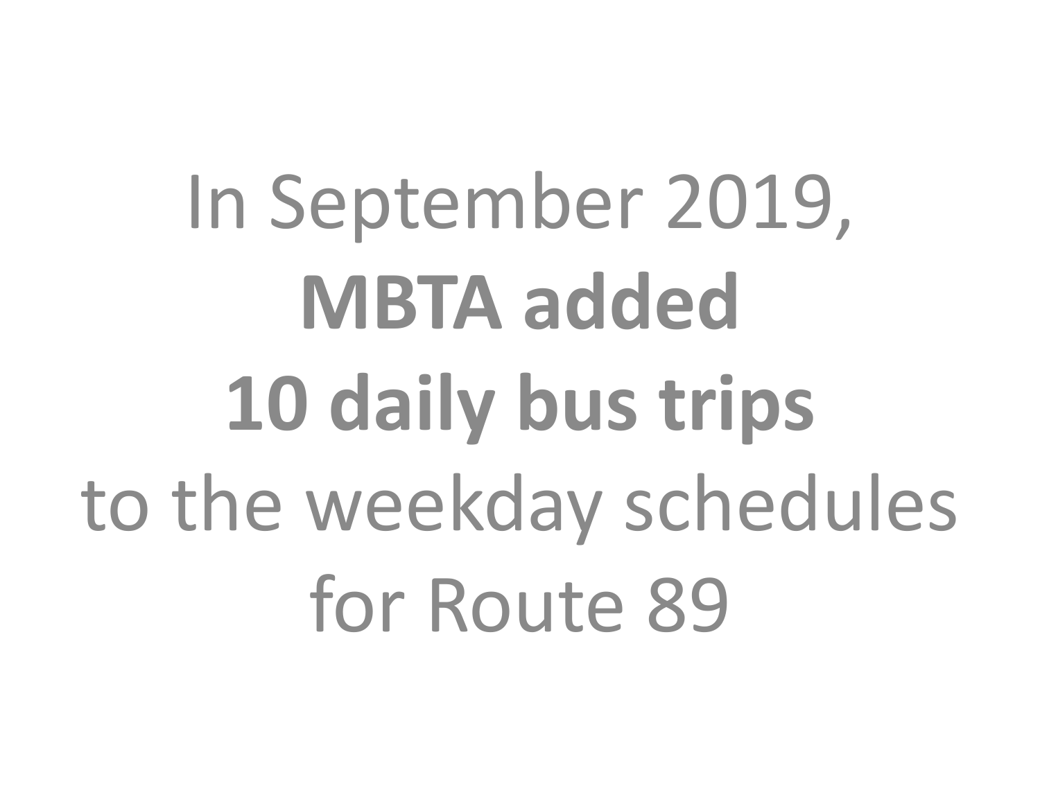In September 2019,
**MBTA added**
**10 daily bus trips**
to the weekday schedules
for Route 89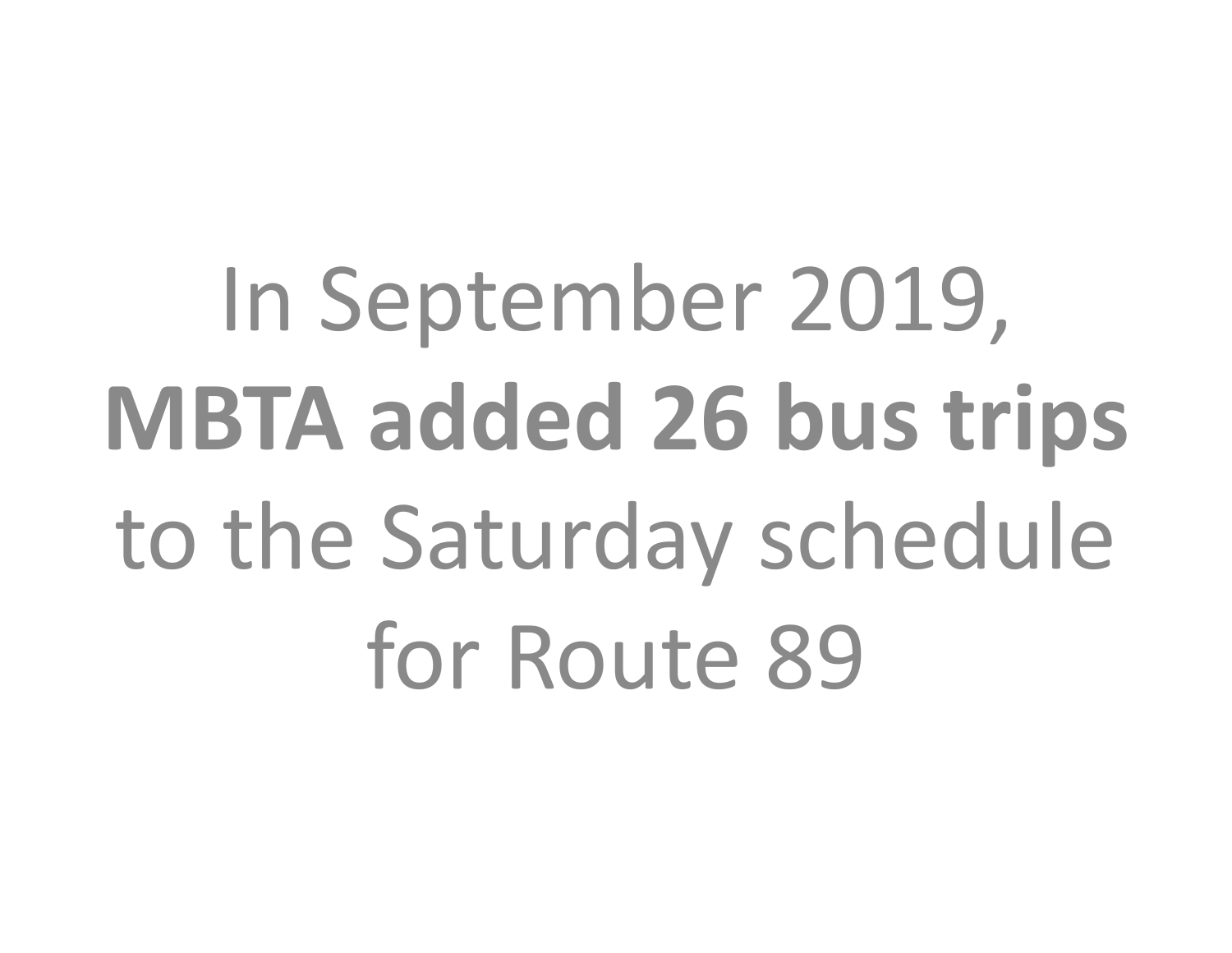In September 2019, **MBTA added 26 bus trips** to the Saturday schedule for Route 89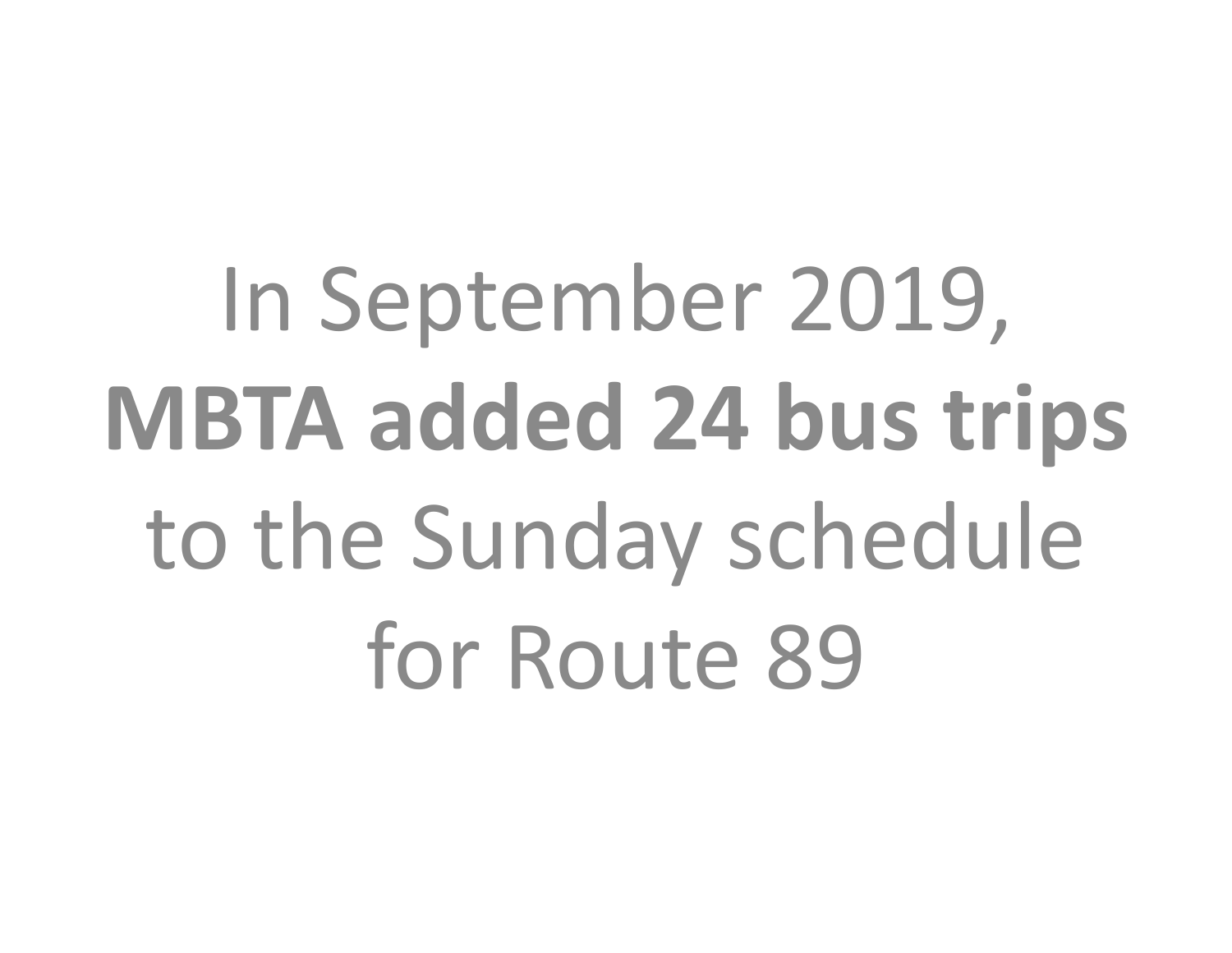In September 2019, **MBTA added 24 bus trips** to the Sunday schedule for Route 89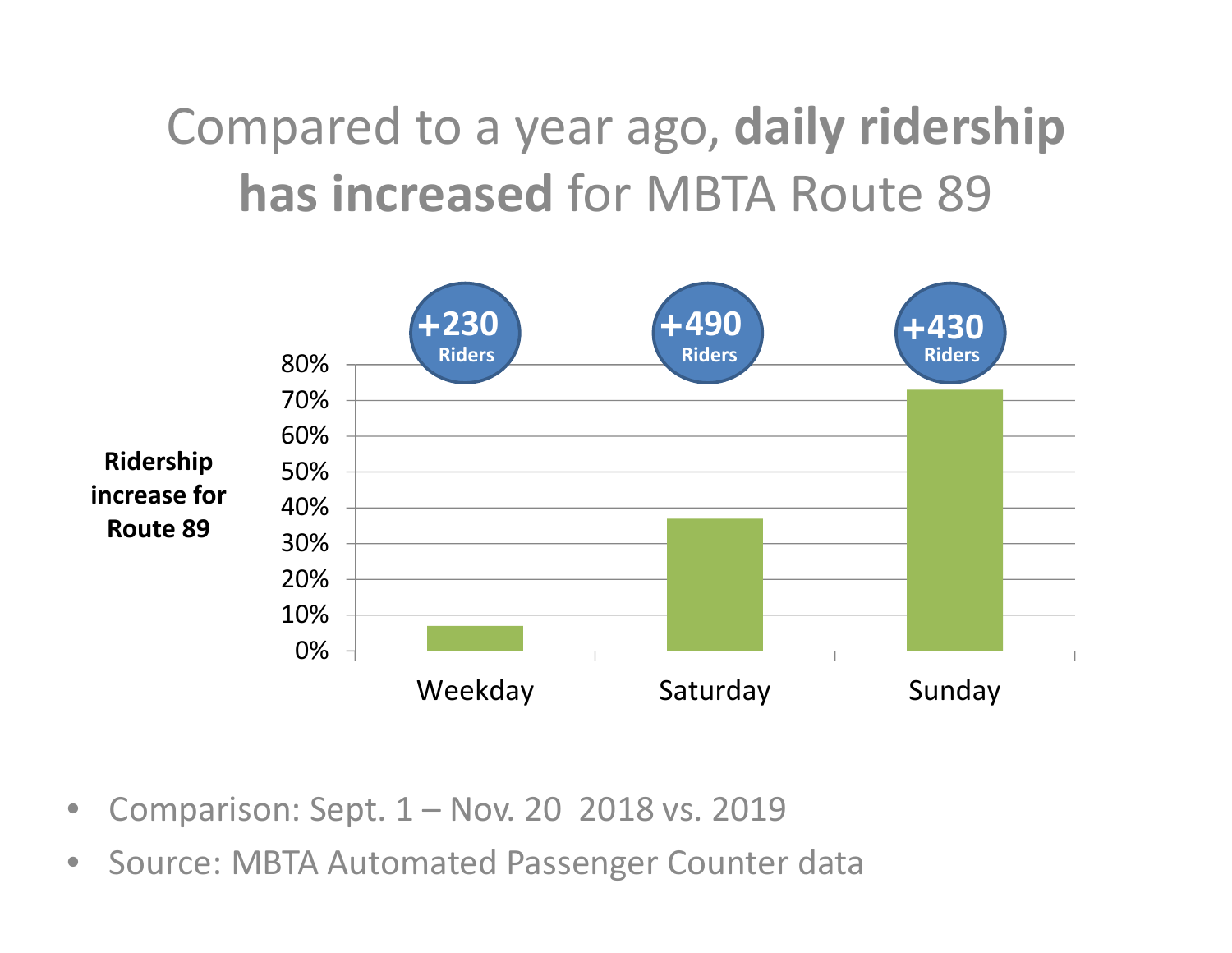# Compared to a year ago, **daily ridership has increased** for MBTA Route 89

**Ridership increase for Route 89**

| | Weekday | Saturday | Sunday |
|---|---|---|---|
| Riders | +230 Riders | +490 Riders | +430 Riders |

- Comparison: Sept. 1 – Nov. 20 2018 vs. 2019
- Source: MBTA Automated Passenger Counter data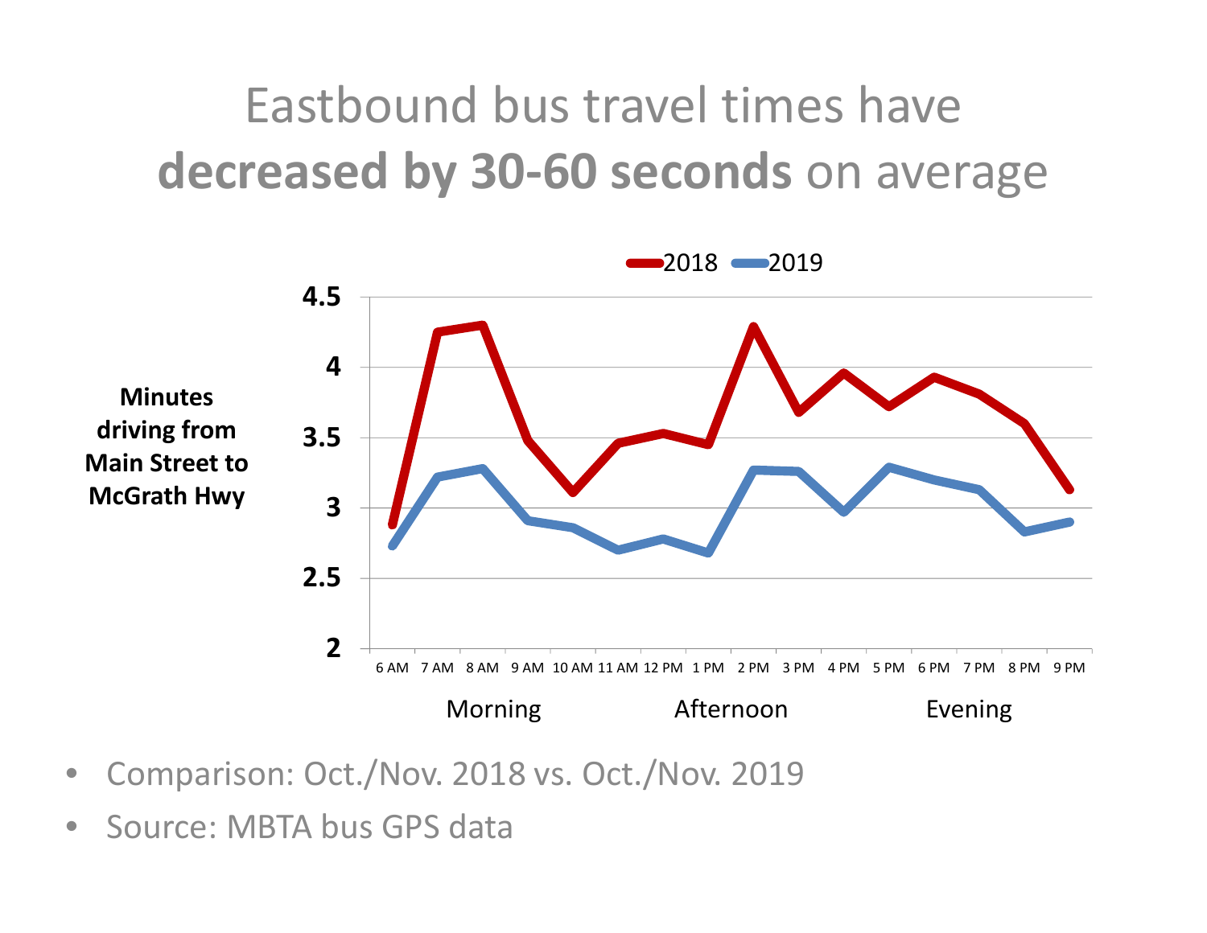# Eastbound bus travel times have **decreased by 30-60 seconds** on average

- Comparison: Oct./Nov. 2018 vs. Oct./Nov. 2019
- Source: MBTA bus GPS data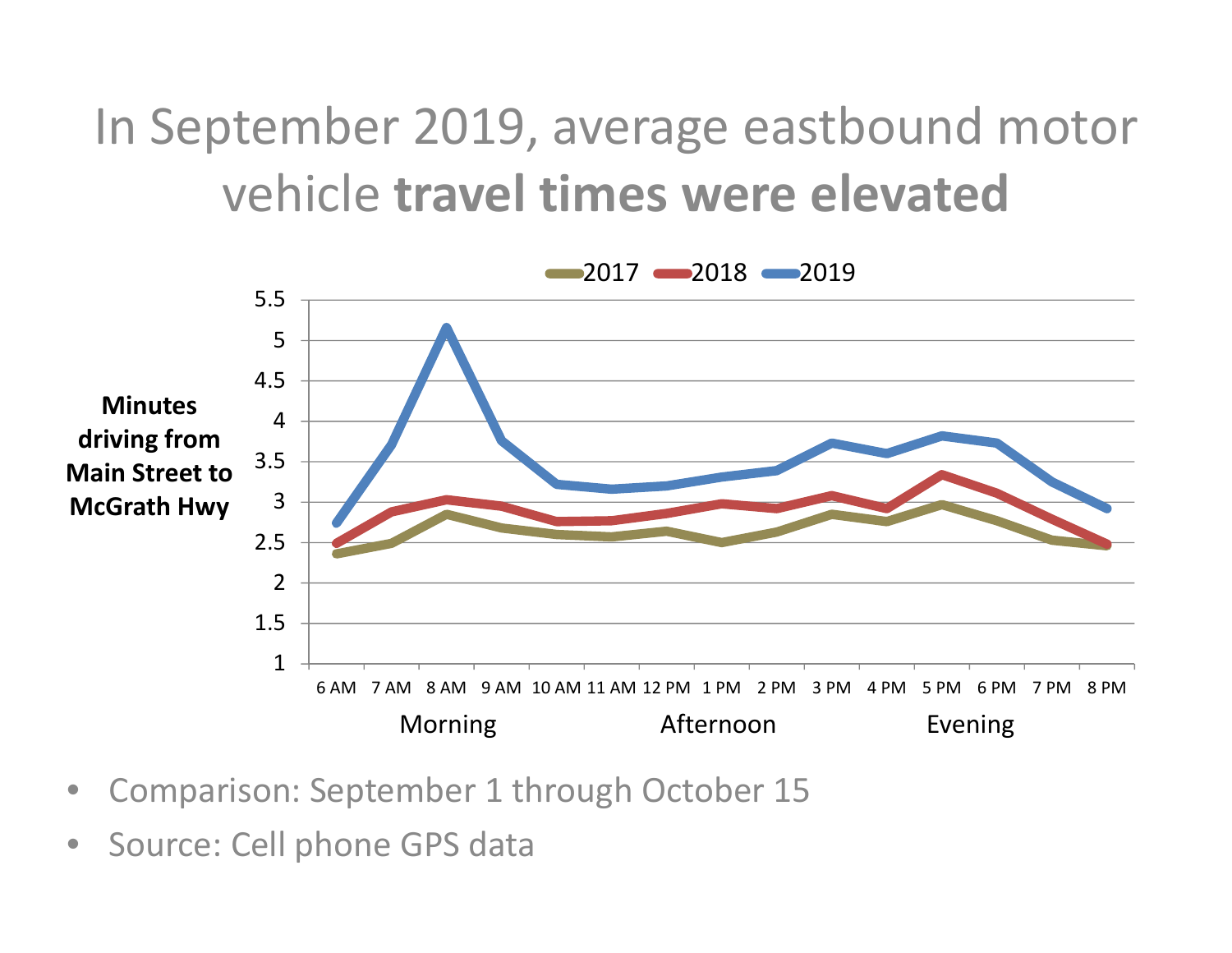# In September 2019, average eastbound motor vehicle **travel times were elevated**

- Comparison: September 1 through October 15
- Source: Cell phone GPS data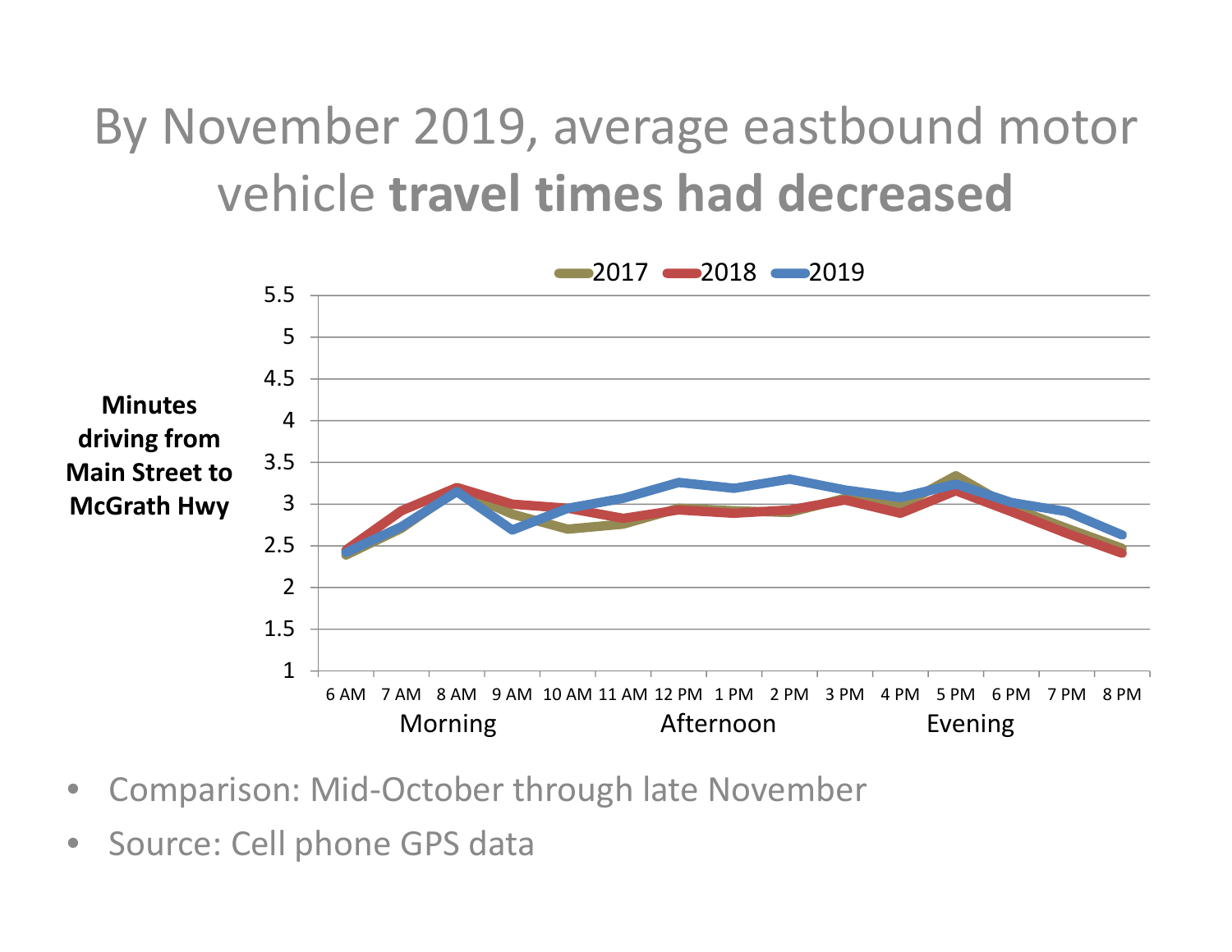# By November 2019, average eastbound motor vehicle **travel times had decreased**

**Minutes driving from Main Street to McGrath Hwy**

2017 2018 2019

5.5
5
4.5
4
3.5
3
2.5
2
1.5
1

6 AM 7 AM 8 AM 9 AM 10 AM 11 AM 12 PM 1 PM 2 PM 3 PM 4 PM 5 PM 6 PM 7 PM 8 PM

Morning Afternoon Evening

- Comparison: Mid-October through late November
- Source: Cell phone GPS data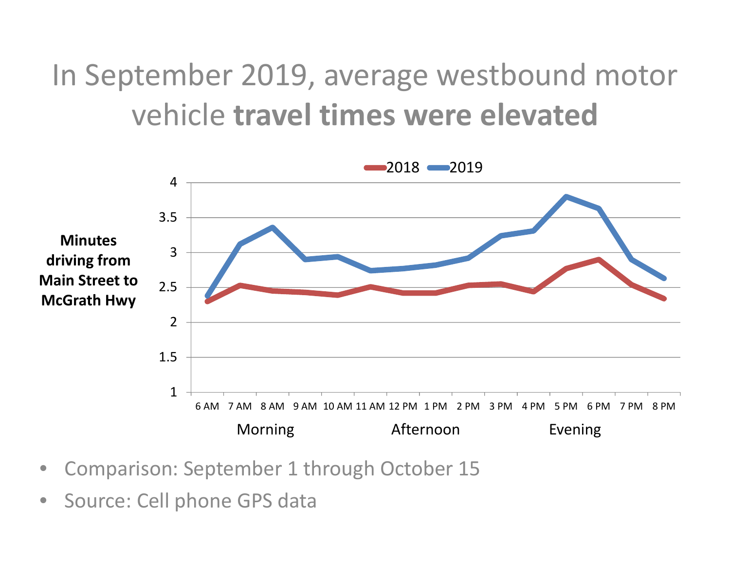# In September 2019, average westbound motor vehicle **travel times were elevated**

- Comparison: September 1 through October 15
- Source: Cell phone GPS data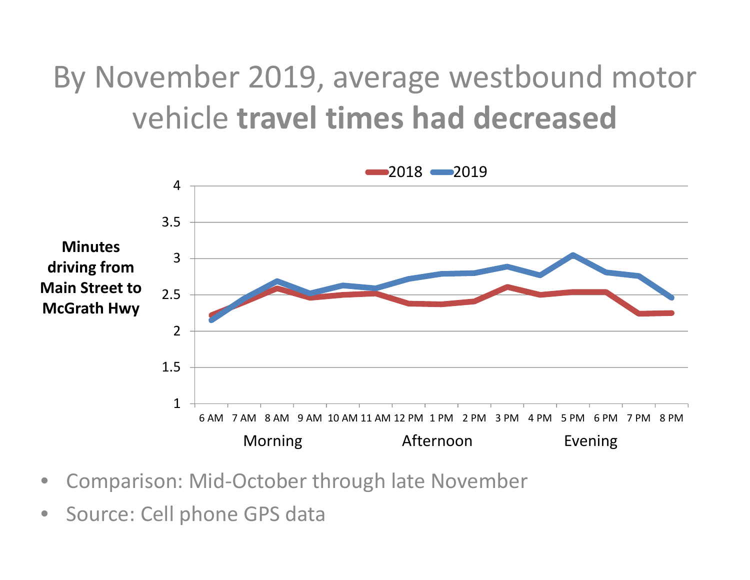# By November 2019, average westbound motor vehicle **travel times had decreased**

- Comparison: Mid-October through late November
- Source: Cell phone GPS data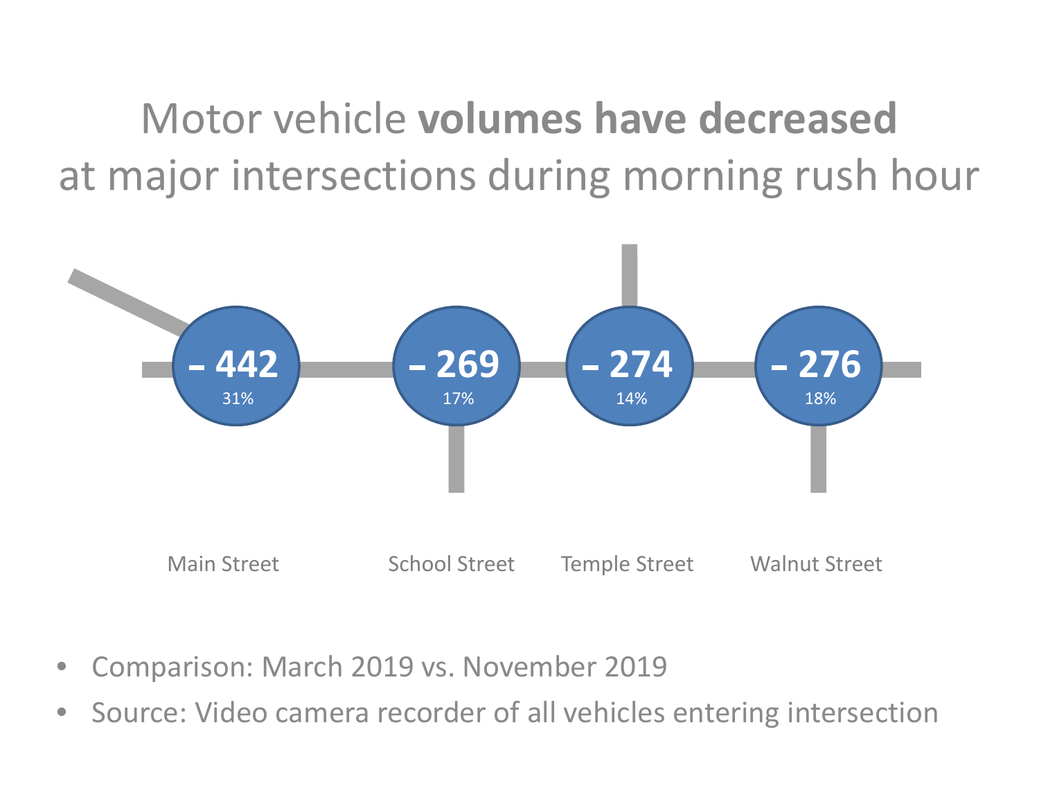# Motor vehicle **volumes have decreased** at major intersections during morning rush hour

| Main Street | School Street | Temple Street | Walnut Street |
| --- | --- | --- | --- |
| – 442 | – 269 | – 274 | – 276 |
| 31% | 17% | 14% | 18% |

- Comparison: March 2019 vs. November 2019
- Source: Video camera recorder of all vehicles entering intersection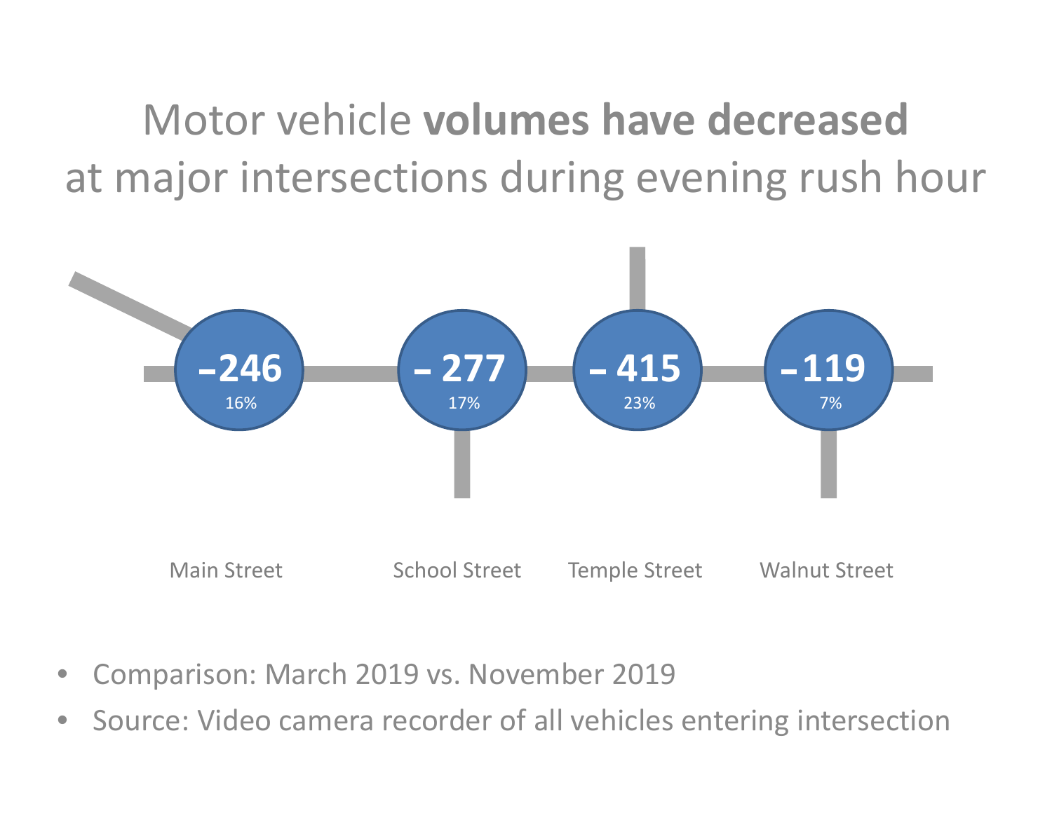# Motor vehicle **volumes have decreased** at major intersections during evening rush hour

| Main Street | School Street | Temple Street | Walnut Street |
|---|---|---|---|
| –246 | – 277 | – 415 | –119 |
| 16% | 17% | 23% | 7% |

- Comparison: March 2019 vs. November 2019
- Source: Video camera recorder of all vehicles entering intersection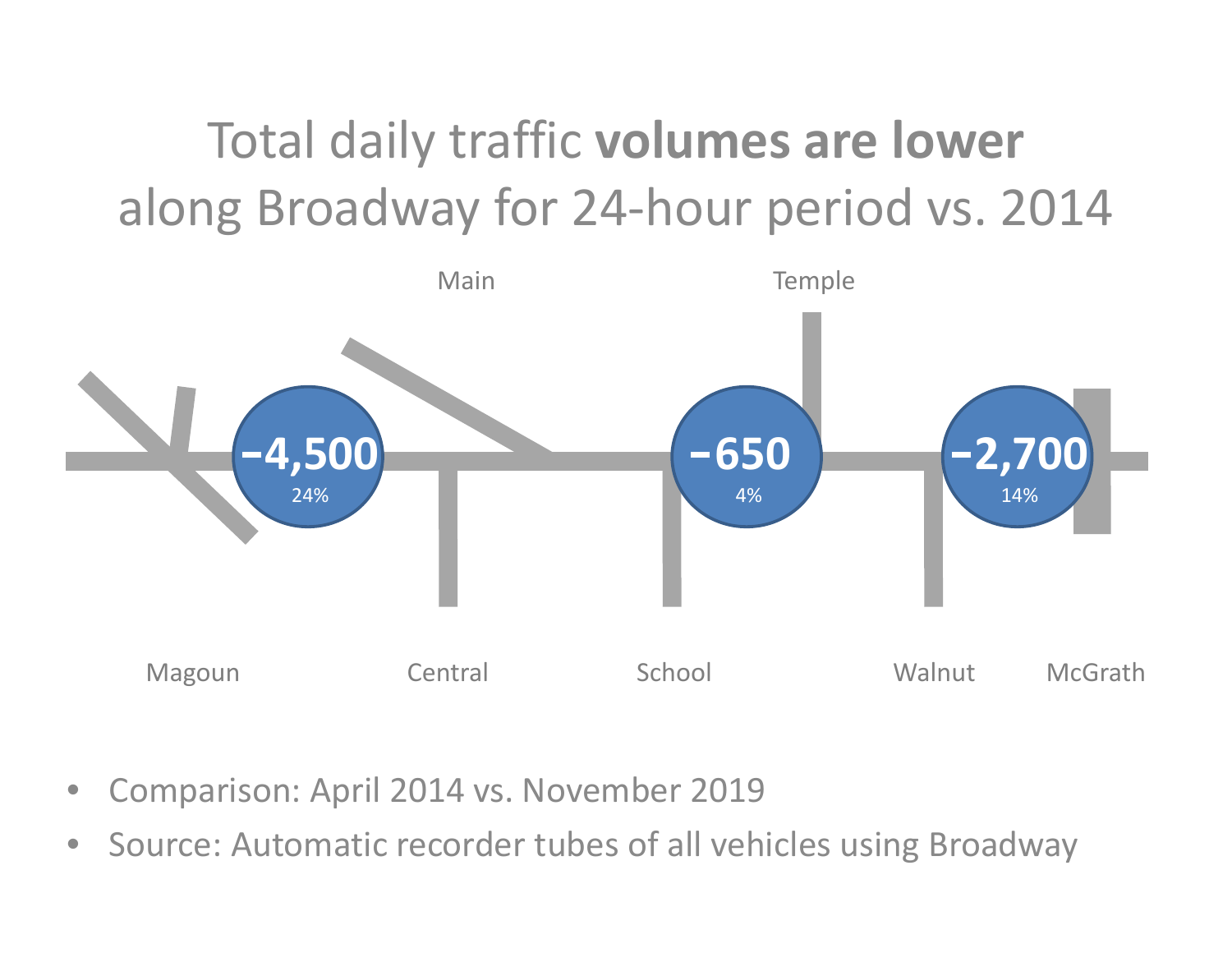# Total daily traffic **volumes are lower** along Broadway for 24-hour period vs. 2014

Main

Temple

**−4,500**
24%

**−650**
4%

**−2,700**
14%

Magoun

Central

School

Walnut

McGrath

- Comparison: April 2014 vs. November 2019
- Source: Automatic recorder tubes of all vehicles using Broadway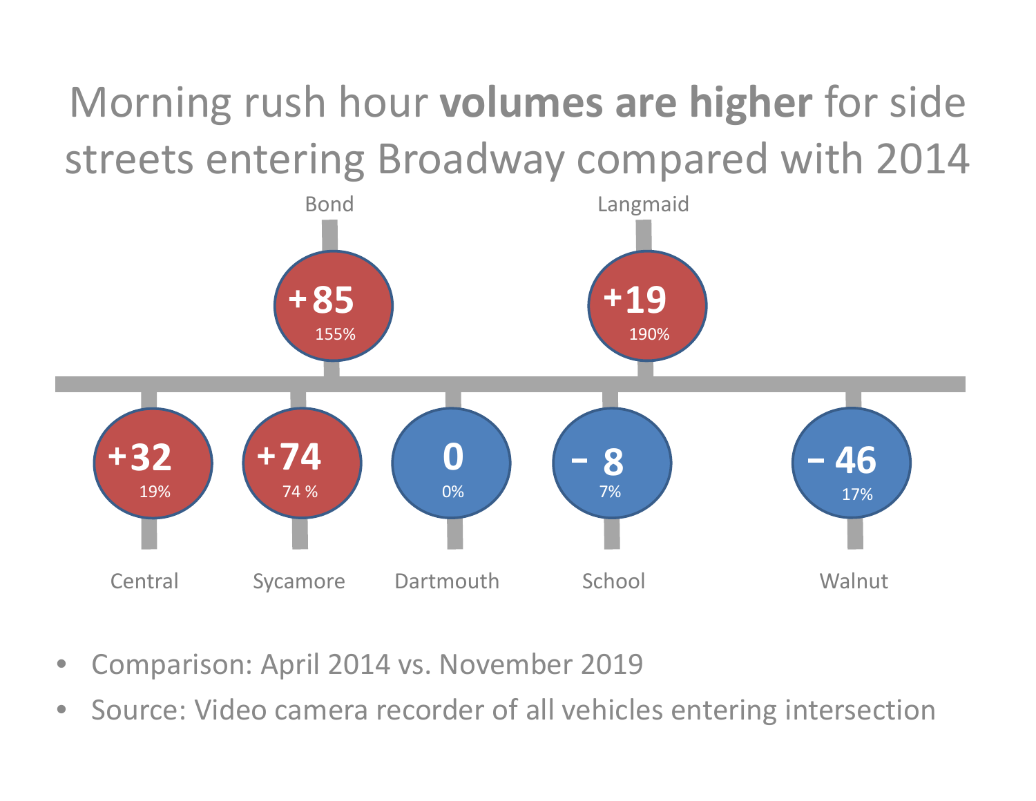# Morning rush hour **volumes are higher** for side streets entering Broadway compared with 2014

| Street | Change | Percent |
|---|---|---|
| Bond | +85 | 155% |
| Langmaid | +19 | 190% |
| Central | +32 | 19% |
| Sycamore | +74 | 74 % |
| Dartmouth | 0 | 0% |
| School | – 8 | 7% |
| Walnut | – 46 | 17% |

- Comparison: April 2014 vs. November 2019
- Source: Video camera recorder of all vehicles entering intersection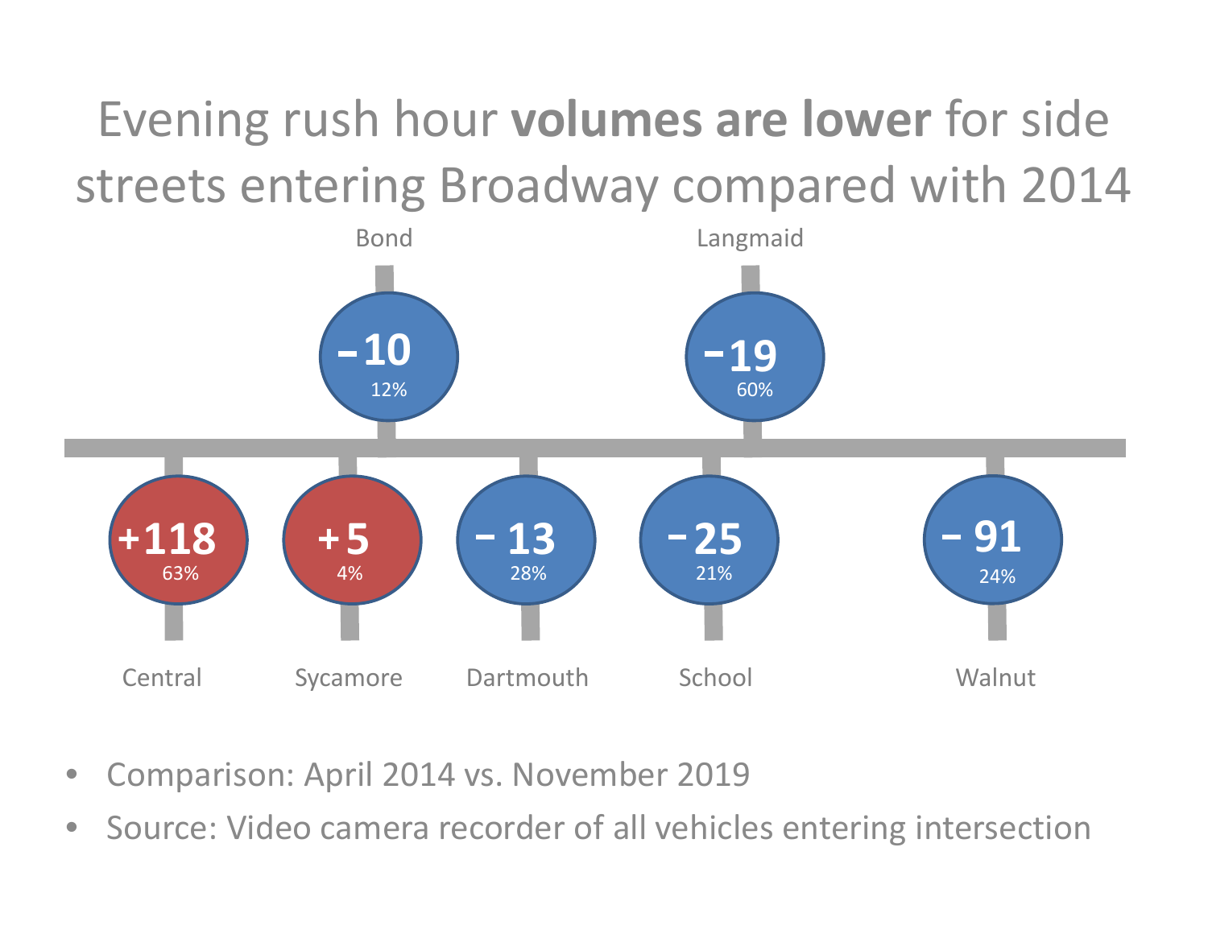# Evening rush hour **volumes are lower** for side streets entering Broadway compared with 2014

| Street | Change | Percent |
|---|---|---|
| Bond | −10 | 12% |
| Langmaid | −19 | 60% |
| Central | +118 | 63% |
| Sycamore | +5 | 4% |
| Dartmouth | −13 | 28% |
| School | −25 | 21% |
| Walnut | −91 | 24% |

- Comparison: April 2014 vs. November 2019
- Source: Video camera recorder of all vehicles entering intersection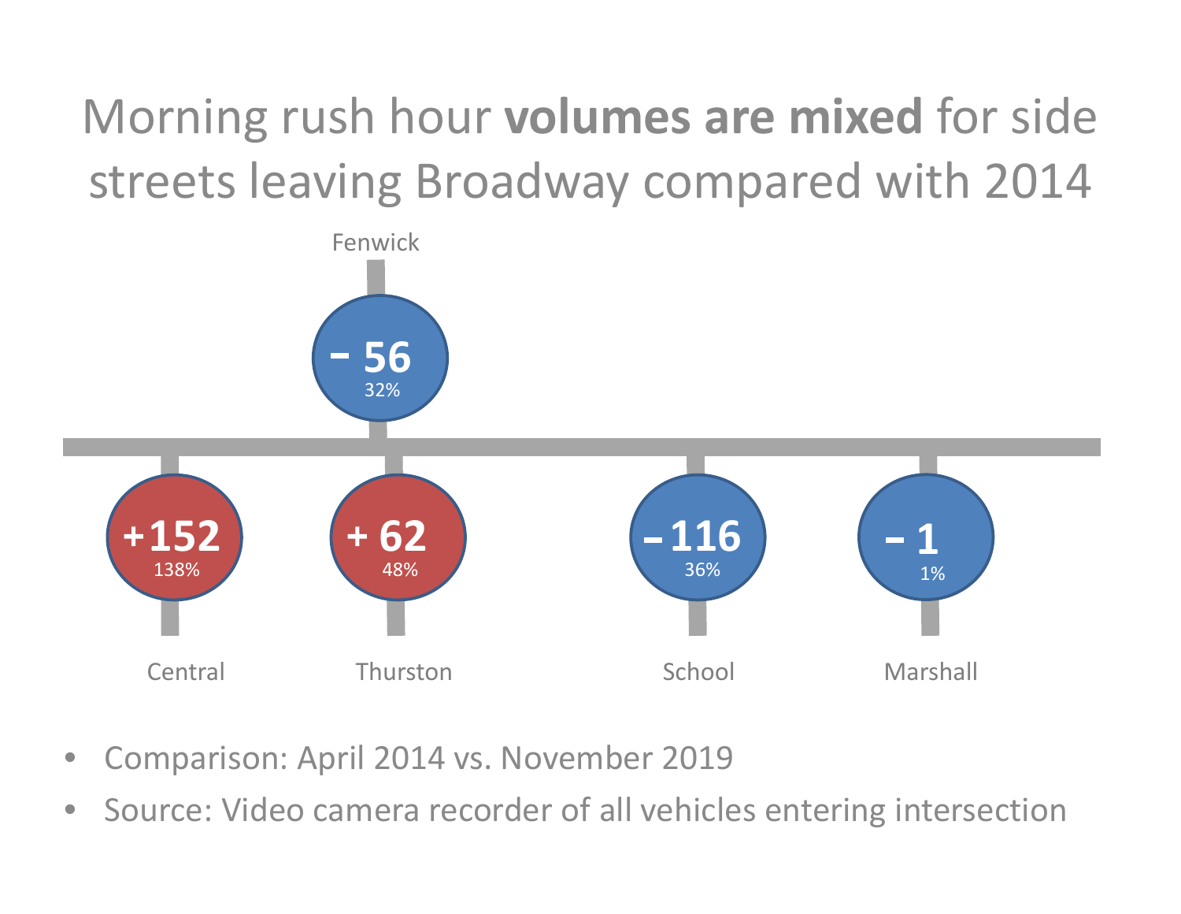# Morning rush hour **volumes are mixed** for side streets leaving Broadway compared with 2014

| Street | Change | Percent |
|---|---|---|
| Fenwick | − 56 | 32% |
| Central | +152 | 138% |
| Thurston | + 62 | 48% |
| School | − 116 | 36% |
| Marshall | − 1 | 1% |

- Comparison: April 2014 vs. November 2019
- Source: Video camera recorder of all vehicles entering intersection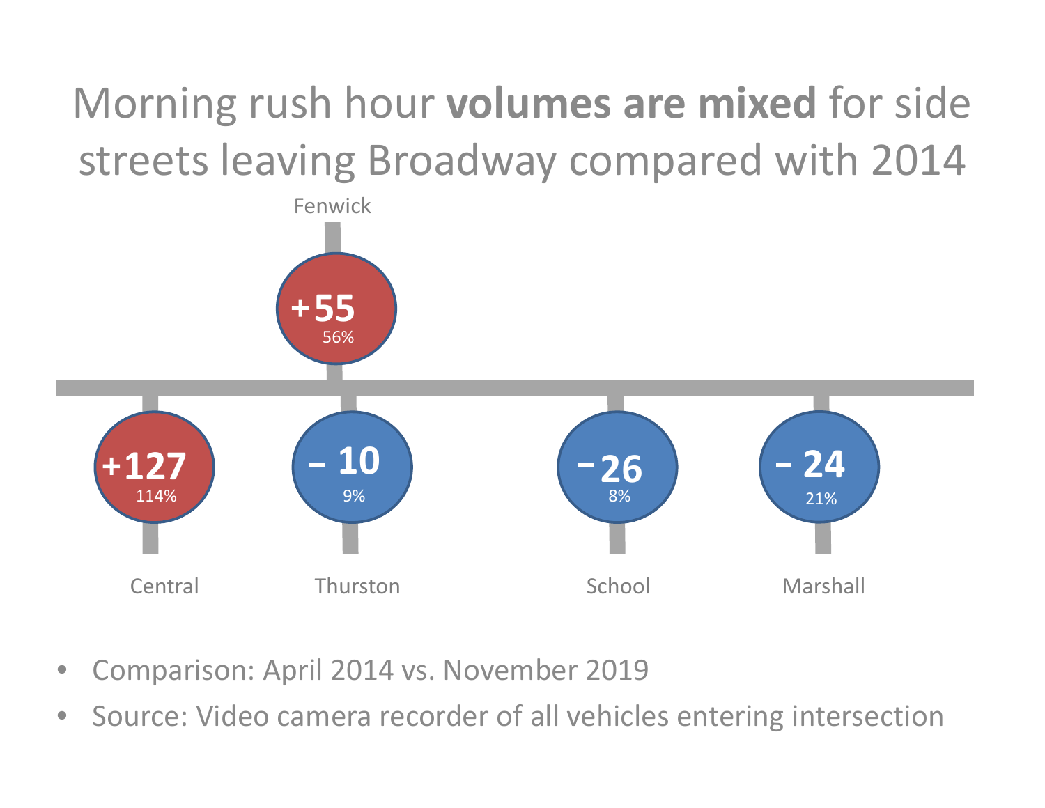# Morning rush hour **volumes are mixed** for side streets leaving Broadway compared with 2014

Fenwick

**+55**
56%

**+127**
114%

Central

**– 10**
9%

Thurston

**– 26**
8%

School

**– 24**
21%

Marshall

- Comparison: April 2014 vs. November 2019
- Source: Video camera recorder of all vehicles entering intersection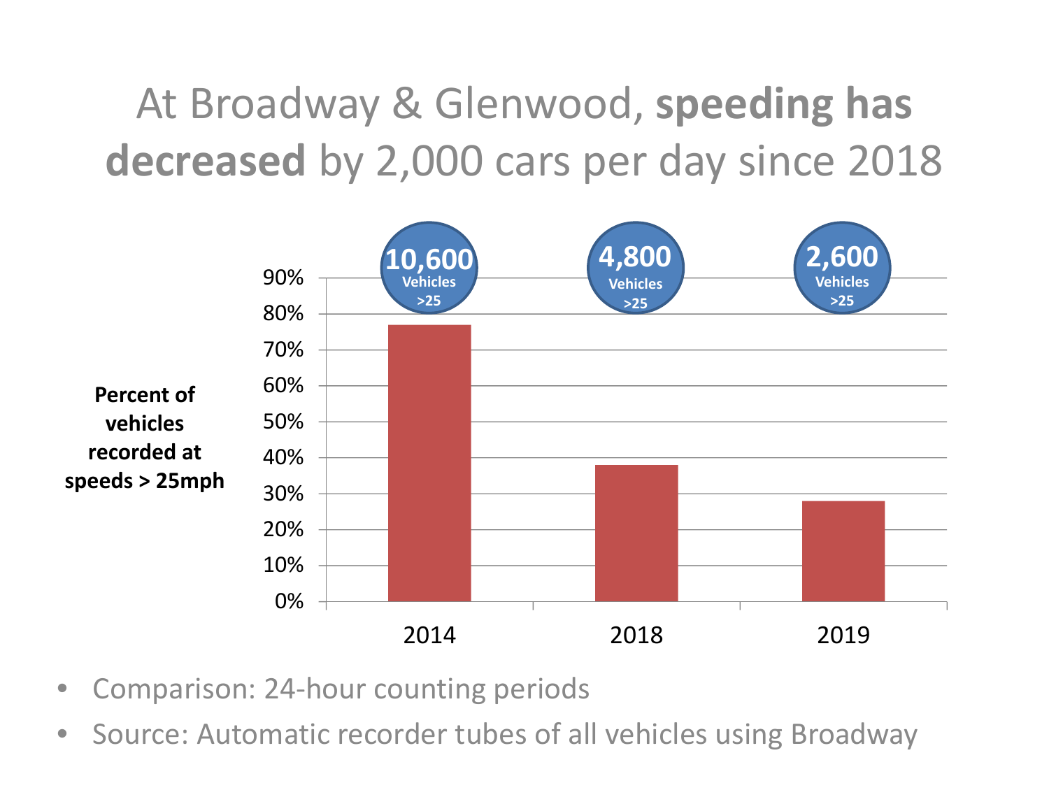# At Broadway & Glenwood, **speeding has decreased** by 2,000 cars per day since 2018

**Percent of vehicles recorded at speeds > 25mph**

| Year | Percent of vehicles > 25mph | Vehicles >25 |
|---|---|---|
| 2014 | ~77% | 10,600 |
| 2018 | ~38% | 4,800 |
| 2019 | ~28% | 2,600 |

- Comparison: 24-hour counting periods
- Source: Automatic recorder tubes of all vehicles using Broadway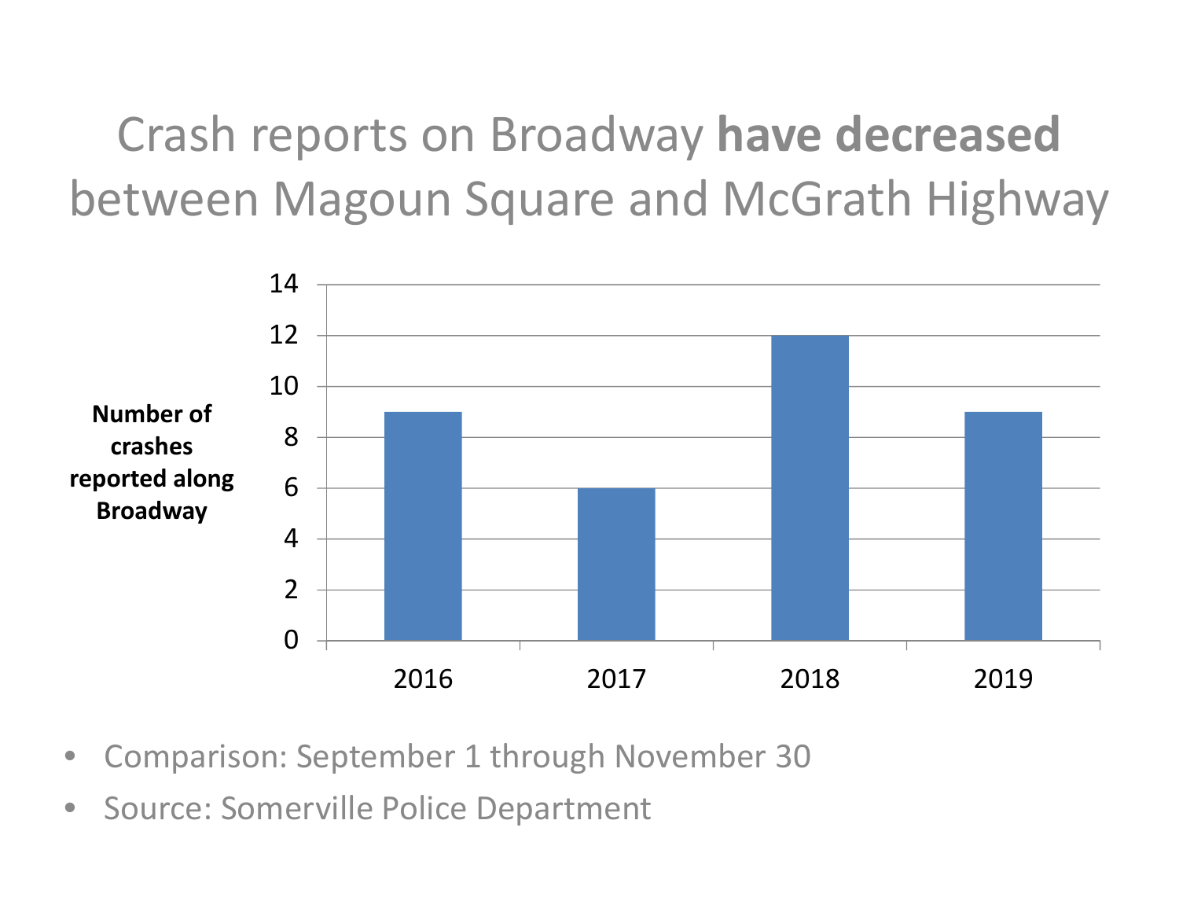# Crash reports on Broadway **have decreased** between Magoun Square and McGrath Highway

| Year | Number of crashes reported along Broadway |
|---|---|
| 2016 | 9 |
| 2017 | 6 |
| 2018 | 12 |
| 2019 | 9 |

- Comparison: September 1 through November 30
- Source: Somerville Police Department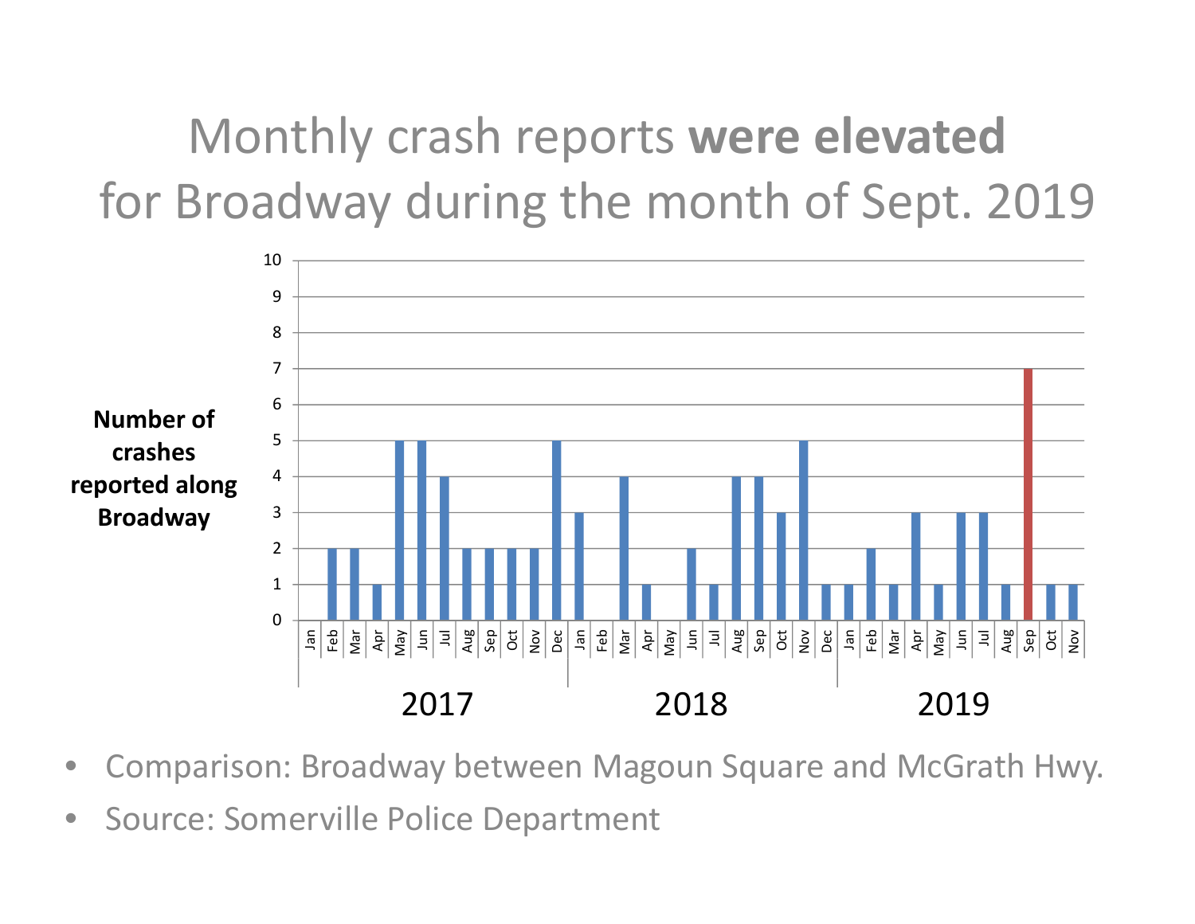# Monthly crash reports **were elevated** for Broadway during the month of Sept. 2019

**Number of crashes reported along Broadway**

10
9
8
7
6
5
4
3
2
1
0

Jan Feb Mar Apr May Jun Jul Aug Sep Oct Nov Dec Jan Feb Mar Apr May Jun Jul Aug Sep Oct Nov Dec Jan Feb Mar Apr May Jun Jul Aug Sep Oct Nov

2017 2018 2019

- Comparison: Broadway between Magoun Square and McGrath Hwy.
- Source: Somerville Police Department